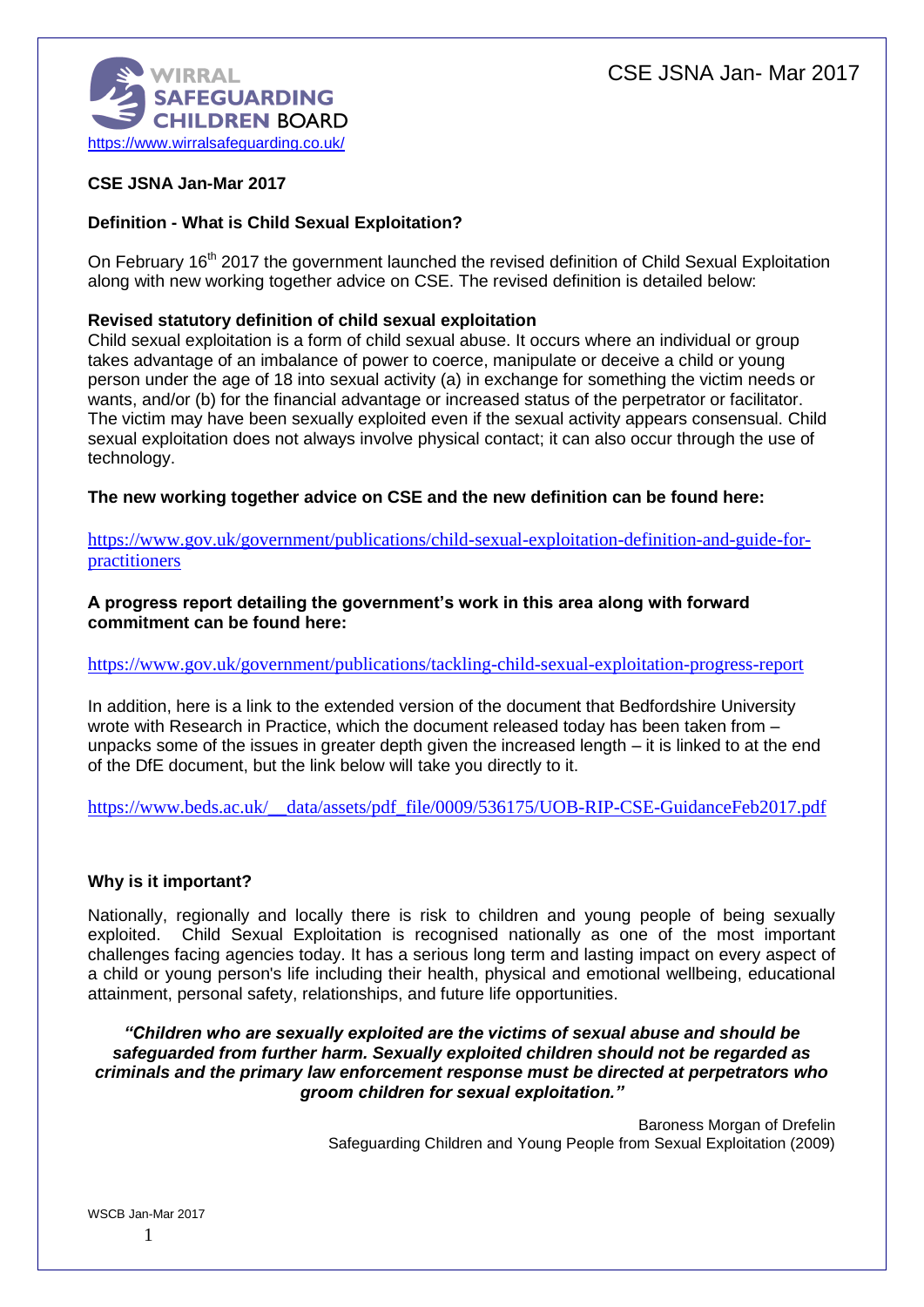WIRRAL SAFEGUARDING CHILDREN BOARD

https://www.wirralsafeguarding.co.uk/

**CSE JSNA Jan-Mar 2017**

**Definition - What is Child Sexual Exploitation?**

On February 16th 2017 the government launched the revised definition of Child Sexual Exploitation along with new working together advice on CSE. The revised definition is detailed below:

**Revised statutory definition of child sexual exploitation**

Child sexual exploitation is a form of child sexual abuse. It occurs where an individual or group takes advantage of an imbalance of power to coerce, manipulate or deceive a child or young person under the age of 18 into sexual activity (a) in exchange for something the victim needs or wants, and/or (b) for the financial advantage or increased status of the perpetrator or facilitator. The victim may have been sexually exploited even if the sexual activity appears consensual. Child sexual exploitation does not always involve physical contact; it can also occur through the use of technology.

**The new working together advice on CSE and the new definition can be found here:**

https://www.gov.uk/government/publications/child-sexual-exploitation-definition-and-guide-for-practitioners

**A progress report detailing the government's work in this area along with forward commitment can be found here:**

https://www.gov.uk/government/publications/tackling-child-sexual-exploitation-progress-report

In addition, here is a link to the extended version of the document that Bedfordshire University wrote with Research in Practice, which the document released today has been taken from – unpacks some of the issues in greater depth given the increased length – it is linked to at the end of the DfE document, but the link below will take you directly to it.

https://www.beds.ac.uk/__data/assets/pdf_file/0009/536175/UOB-RIP-CSE-GuidanceFeb2017.pdf

**Why is it important?**

Nationally, regionally and locally there is risk to children and young people of being sexually exploited. Child Sexual Exploitation is recognised nationally as one of the most important challenges facing agencies today. It has a serious long term and lasting impact on every aspect of a child or young person's life including their health, physical and emotional wellbeing, educational attainment, personal safety, relationships, and future life opportunities.

***"Children who are sexually exploited are the victims of sexual abuse and should be safeguarded from further harm. Sexually exploited children should not be regarded as criminals and the primary law enforcement response must be directed at perpetrators who groom children for sexual exploitation."***

Baroness Morgan of Drefelin
Safeguarding Children and Young People from Sexual Exploitation (2009)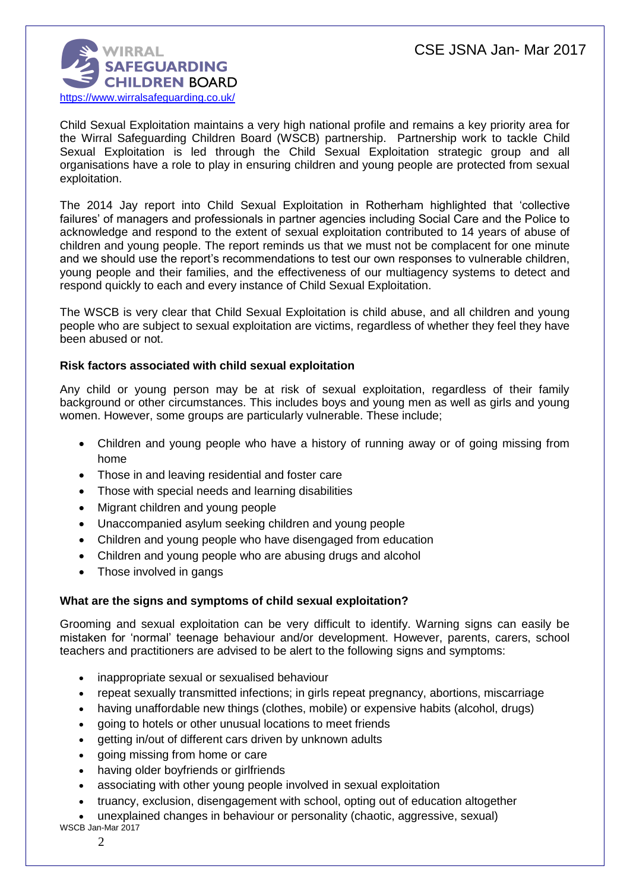Child Sexual Exploitation maintains a very high national profile and remains a key priority area for the Wirral Safeguarding Children Board (WSCB) partnership. Partnership work to tackle Child Sexual Exploitation is led through the Child Sexual Exploitation strategic group and all organisations have a role to play in ensuring children and young people are protected from sexual exploitation.

The 2014 Jay report into Child Sexual Exploitation in Rotherham highlighted that 'collective failures' of managers and professionals in partner agencies including Social Care and the Police to acknowledge and respond to the extent of sexual exploitation contributed to 14 years of abuse of children and young people. The report reminds us that we must not be complacent for one minute and we should use the report's recommendations to test our own responses to vulnerable children, young people and their families, and the effectiveness of our multiagency systems to detect and respond quickly to each and every instance of Child Sexual Exploitation.

The WSCB is very clear that Child Sexual Exploitation is child abuse, and all children and young people who are subject to sexual exploitation are victims, regardless of whether they feel they have been abused or not.

**Risk factors associated with child sexual exploitation**

Any child or young person may be at risk of sexual exploitation, regardless of their family background or other circumstances. This includes boys and young men as well as girls and young women. However, some groups are particularly vulnerable. These include;

- Children and young people who have a history of running away or of going missing from home
- Those in and leaving residential and foster care
- Those with special needs and learning disabilities
- Migrant children and young people
- Unaccompanied asylum seeking children and young people
- Children and young people who have disengaged from education
- Children and young people who are abusing drugs and alcohol
- Those involved in gangs

**What are the signs and symptoms of child sexual exploitation?**

Grooming and sexual exploitation can be very difficult to identify. Warning signs can easily be mistaken for 'normal' teenage behaviour and/or development. However, parents, carers, school teachers and practitioners are advised to be alert to the following signs and symptoms:

- inappropriate sexual or sexualised behaviour
- repeat sexually transmitted infections; in girls repeat pregnancy, abortions, miscarriage
- having unaffordable new things (clothes, mobile) or expensive habits (alcohol, drugs)
- going to hotels or other unusual locations to meet friends
- getting in/out of different cars driven by unknown adults
- going missing from home or care
- having older boyfriends or girlfriends
- associating with other young people involved in sexual exploitation
- truancy, exclusion, disengagement with school, opting out of education altogether
- unexplained changes in behaviour or personality (chaotic, aggressive, sexual)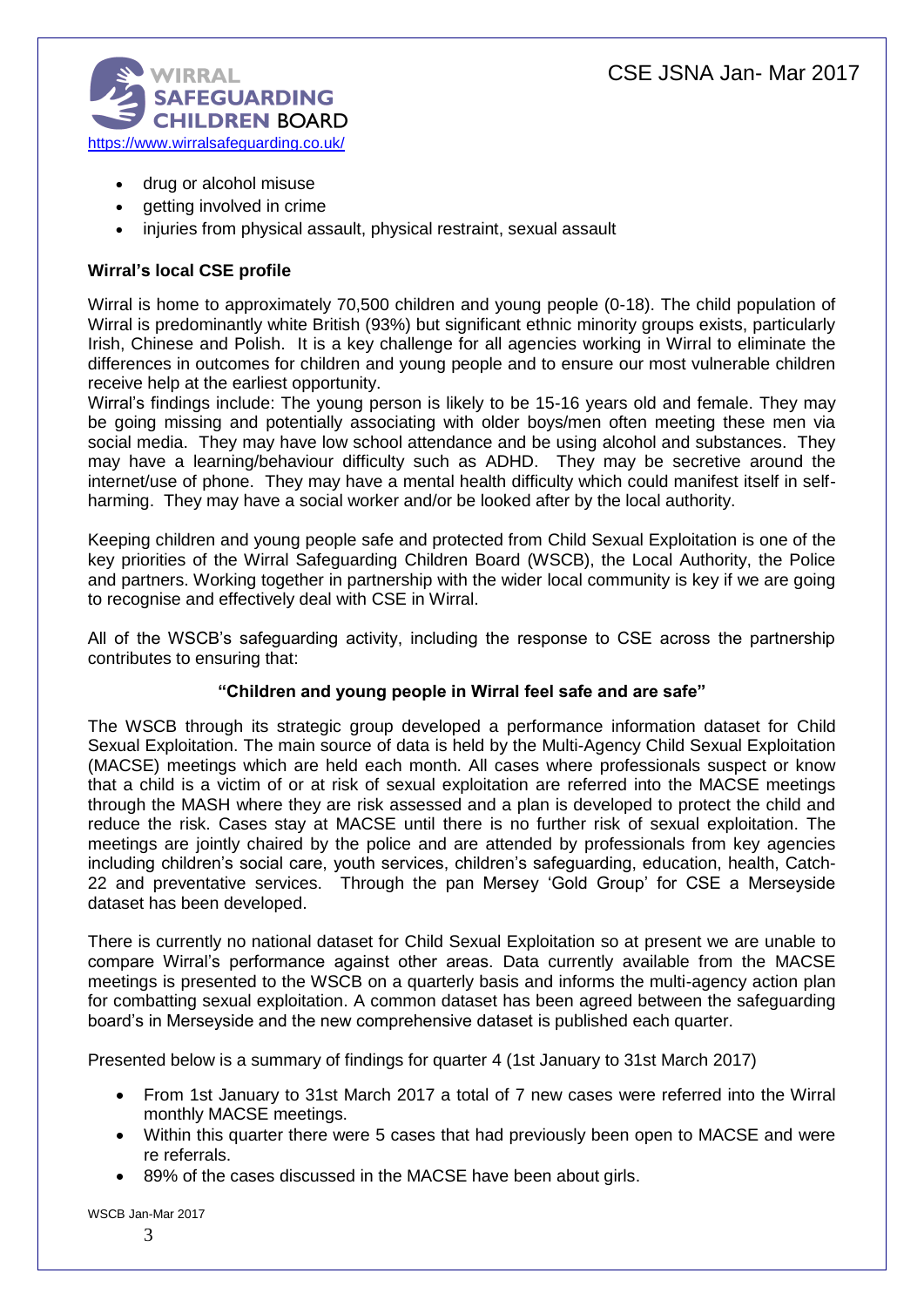- drug or alcohol misuse
- getting involved in crime
- injuries from physical assault, physical restraint, sexual assault

**Wirral's local CSE profile**

Wirral is home to approximately 70,500 children and young people (0-18). The child population of Wirral is predominantly white British (93%) but significant ethnic minority groups exists, particularly Irish, Chinese and Polish. It is a key challenge for all agencies working in Wirral to eliminate the differences in outcomes for children and young people and to ensure our most vulnerable children receive help at the earliest opportunity.
Wirral's findings include: The young person is likely to be 15-16 years old and female. They may be going missing and potentially associating with older boys/men often meeting these men via social media. They may have low school attendance and be using alcohol and substances. They may have a learning/behaviour difficulty such as ADHD. They may be secretive around the internet/use of phone. They may have a mental health difficulty which could manifest itself in self-harming. They may have a social worker and/or be looked after by the local authority.

Keeping children and young people safe and protected from Child Sexual Exploitation is one of the key priorities of the Wirral Safeguarding Children Board (WSCB), the Local Authority, the Police and partners. Working together in partnership with the wider local community is key if we are going to recognise and effectively deal with CSE in Wirral.

All of the WSCB's safeguarding activity, including the response to CSE across the partnership contributes to ensuring that:

**"Children and young people in Wirral feel safe and are safe"**

The WSCB through its strategic group developed a performance information dataset for Child Sexual Exploitation. The main source of data is held by the Multi-Agency Child Sexual Exploitation (MACSE) meetings which are held each month. All cases where professionals suspect or know that a child is a victim of or at risk of sexual exploitation are referred into the MACSE meetings through the MASH where they are risk assessed and a plan is developed to protect the child and reduce the risk. Cases stay at MACSE until there is no further risk of sexual exploitation. The meetings are jointly chaired by the police and are attended by professionals from key agencies including children's social care, youth services, children's safeguarding, education, health, Catch-22 and preventative services. Through the pan Mersey 'Gold Group' for CSE a Merseyside dataset has been developed.

There is currently no national dataset for Child Sexual Exploitation so at present we are unable to compare Wirral's performance against other areas. Data currently available from the MACSE meetings is presented to the WSCB on a quarterly basis and informs the multi-agency action plan for combatting sexual exploitation. A common dataset has been agreed between the safeguarding board's in Merseyside and the new comprehensive dataset is published each quarter.

Presented below is a summary of findings for quarter 4 (1st January to 31st March 2017)

- From 1st January to 31st March 2017 a total of 7 new cases were referred into the Wirral monthly MACSE meetings.
- Within this quarter there were 5 cases that had previously been open to MACSE and were re referrals.
- 89% of the cases discussed in the MACSE have been about girls.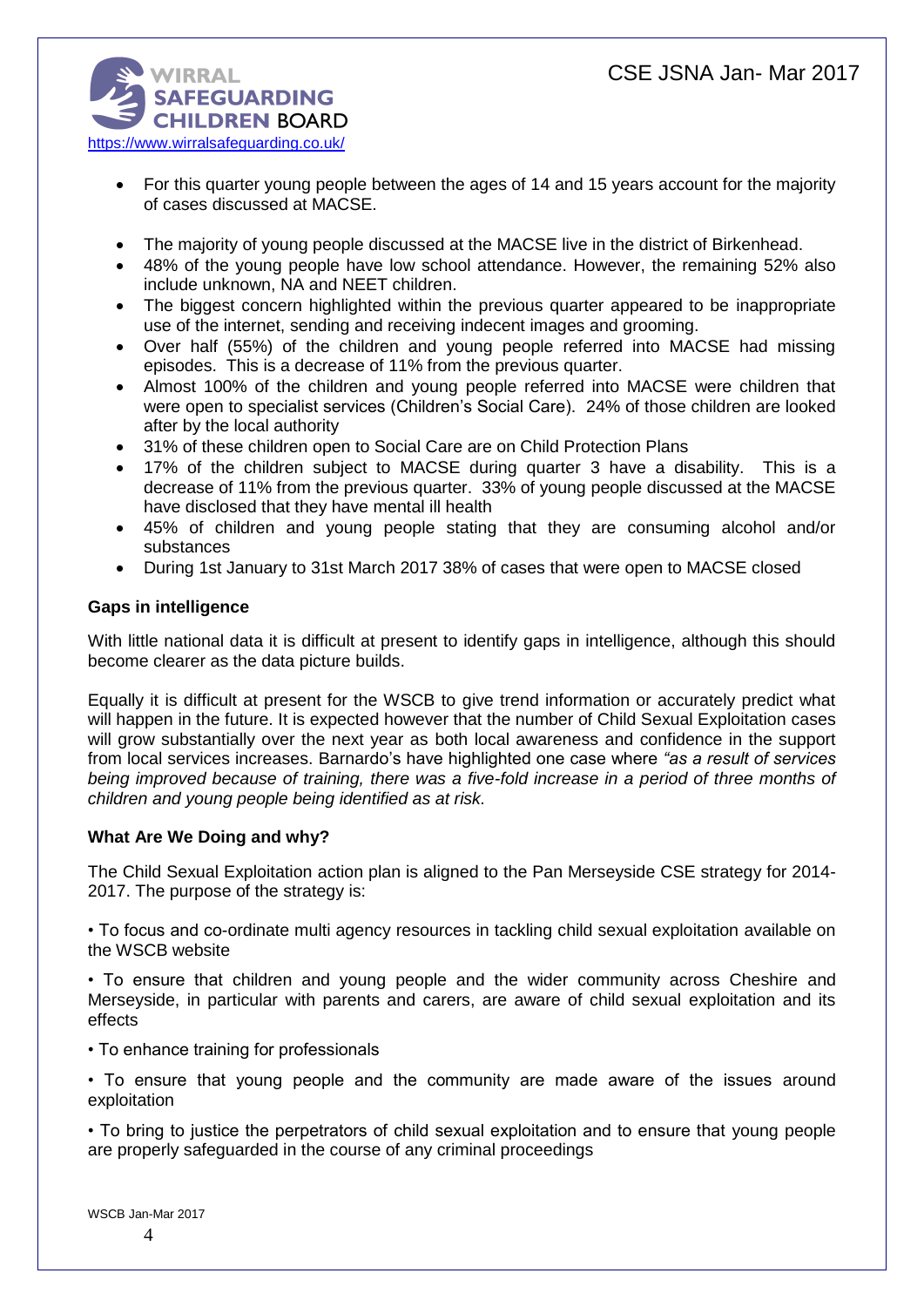- For this quarter young people between the ages of 14 and 15 years account for the majority of cases discussed at MACSE.

- The majority of young people discussed at the MACSE live in the district of Birkenhead.
- 48% of the young people have low school attendance. However, the remaining 52% also include unknown, NA and NEET children.
- The biggest concern highlighted within the previous quarter appeared to be inappropriate use of the internet, sending and receiving indecent images and grooming.
- Over half (55%) of the children and young people referred into MACSE had missing episodes. This is a decrease of 11% from the previous quarter.
- Almost 100% of the children and young people referred into MACSE were children that were open to specialist services (Children's Social Care). 24% of those children are looked after by the local authority
- 31% of these children open to Social Care are on Child Protection Plans
- 17% of the children subject to MACSE during quarter 3 have a disability. This is a decrease of 11% from the previous quarter. 33% of young people discussed at the MACSE have disclosed that they have mental ill health
- 45% of children and young people stating that they are consuming alcohol and/or substances
- During 1st January to 31st March 2017 38% of cases that were open to MACSE closed

**Gaps in intelligence**

With little national data it is difficult at present to identify gaps in intelligence, although this should become clearer as the data picture builds.

Equally it is difficult at present for the WSCB to give trend information or accurately predict what will happen in the future. It is expected however that the number of Child Sexual Exploitation cases will grow substantially over the next year as both local awareness and confidence in the support from local services increases. Barnardo's have highlighted one case where *"as a result of services being improved because of training, there was a five-fold increase in a period of three months of children and young people being identified as at risk.*

**What Are We Doing and why?**

The Child Sexual Exploitation action plan is aligned to the Pan Merseyside CSE strategy for 2014-2017. The purpose of the strategy is:

• To focus and co-ordinate multi agency resources in tackling child sexual exploitation available on the WSCB website

• To ensure that children and young people and the wider community across Cheshire and Merseyside, in particular with parents and carers, are aware of child sexual exploitation and its effects

• To enhance training for professionals

• To ensure that young people and the community are made aware of the issues around exploitation

• To bring to justice the perpetrators of child sexual exploitation and to ensure that young people are properly safeguarded in the course of any criminal proceedings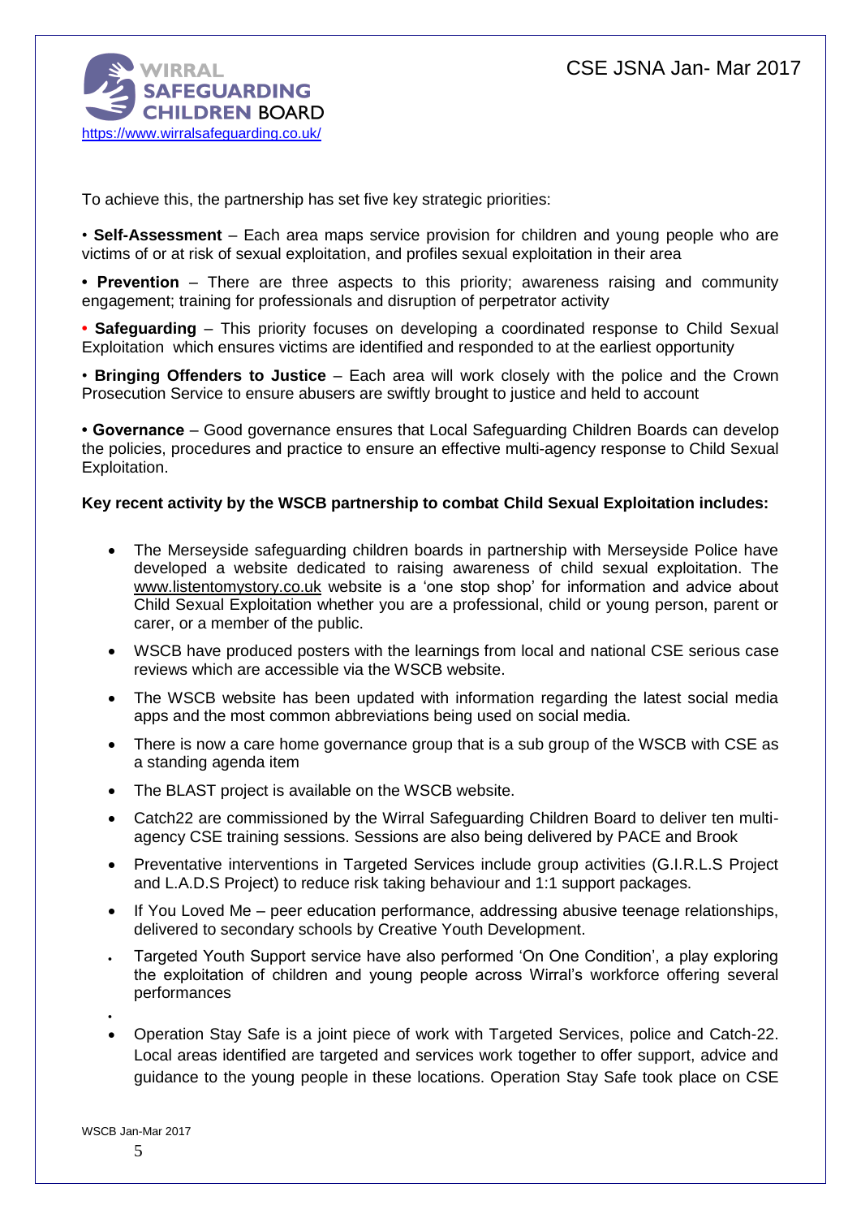To achieve this, the partnership has set five key strategic priorities:

- **Self-Assessment** – Each area maps service provision for children and young people who are victims of or at risk of sexual exploitation, and profiles sexual exploitation in their area
- **Prevention** – There are three aspects to this priority; awareness raising and community engagement; training for professionals and disruption of perpetrator activity
- **Safeguarding** – This priority focuses on developing a coordinated response to Child Sexual Exploitation which ensures victims are identified and responded to at the earliest opportunity
- **Bringing Offenders to Justice** – Each area will work closely with the police and the Crown Prosecution Service to ensure abusers are swiftly brought to justice and held to account
- **Governance** – Good governance ensures that Local Safeguarding Children Boards can develop the policies, procedures and practice to ensure an effective multi-agency response to Child Sexual Exploitation.

**Key recent activity by the WSCB partnership to combat Child Sexual Exploitation includes:**

- The Merseyside safeguarding children boards in partnership with Merseyside Police have developed a website dedicated to raising awareness of child sexual exploitation. The www.listentomystory.co.uk website is a 'one stop shop' for information and advice about Child Sexual Exploitation whether you are a professional, child or young person, parent or carer, or a member of the public.
- WSCB have produced posters with the learnings from local and national CSE serious case reviews which are accessible via the WSCB website.
- The WSCB website has been updated with information regarding the latest social media apps and the most common abbreviations being used on social media.
- There is now a care home governance group that is a sub group of the WSCB with CSE as a standing agenda item
- The BLAST project is available on the WSCB website.
- Catch22 are commissioned by the Wirral Safeguarding Children Board to deliver ten multi-agency CSE training sessions. Sessions are also being delivered by PACE and Brook
- Preventative interventions in Targeted Services include group activities (G.I.R.L.S Project and L.A.D.S Project) to reduce risk taking behaviour and 1:1 support packages.
- If You Loved Me – peer education performance, addressing abusive teenage relationships, delivered to secondary schools by Creative Youth Development.
- Targeted Youth Support service have also performed 'On One Condition', a play exploring the exploitation of children and young people across Wirral's workforce offering several performances
- Operation Stay Safe is a joint piece of work with Targeted Services, police and Catch-22. Local areas identified are targeted and services work together to offer support, advice and guidance to the young people in these locations. Operation Stay Safe took place on CSE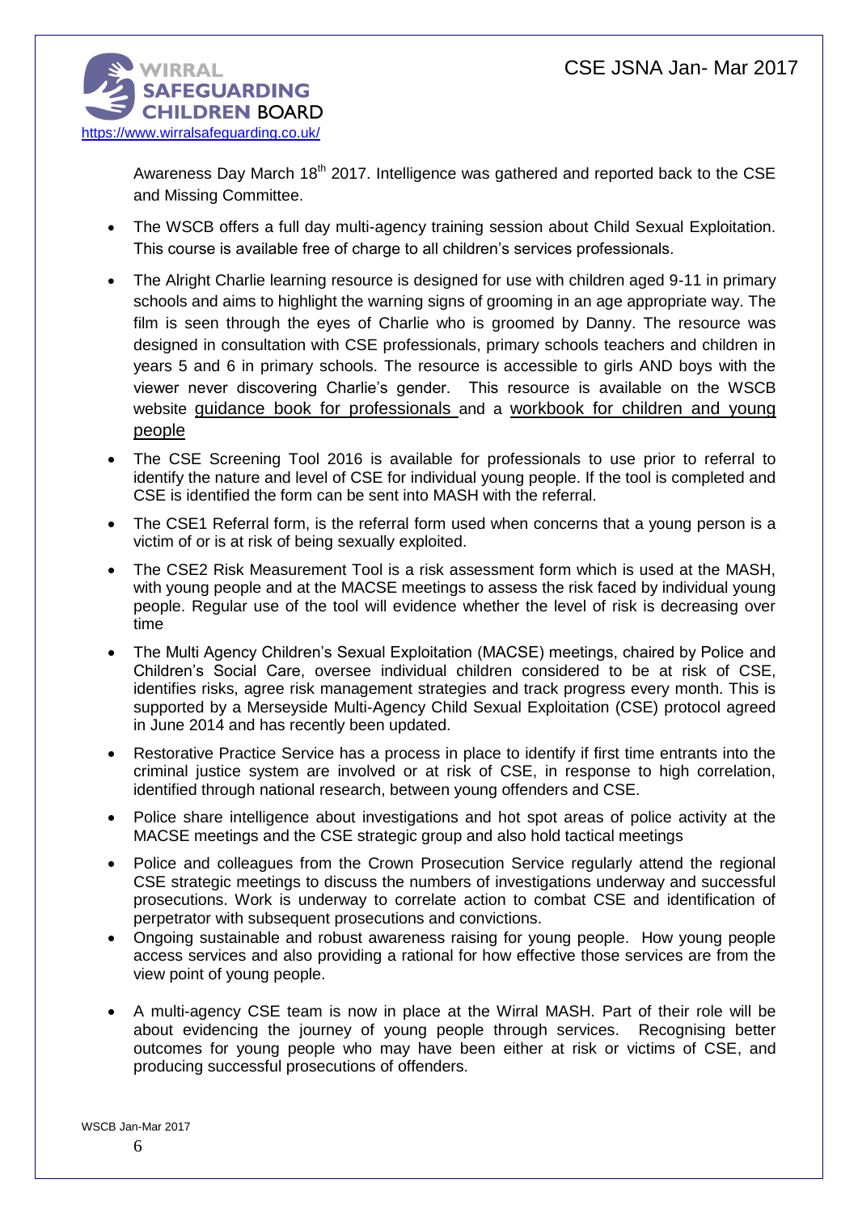Awareness Day March 18th 2017. Intelligence was gathered and reported back to the CSE and Missing Committee.

- The WSCB offers a full day multi-agency training session about Child Sexual Exploitation. This course is available free of charge to all children's services professionals.
- The Alright Charlie learning resource is designed for use with children aged 9-11 in primary schools and aims to highlight the warning signs of grooming in an age appropriate way. The film is seen through the eyes of Charlie who is groomed by Danny. The resource was designed in consultation with CSE professionals, primary schools teachers and children in years 5 and 6 in primary schools. The resource is accessible to girls AND boys with the viewer never discovering Charlie's gender. This resource is available on the WSCB website guidance book for professionals and a workbook for children and young people
- The CSE Screening Tool 2016 is available for professionals to use prior to referral to identify the nature and level of CSE for individual young people. If the tool is completed and CSE is identified the form can be sent into MASH with the referral.
- The CSE1 Referral form, is the referral form used when concerns that a young person is a victim of or is at risk of being sexually exploited.
- The CSE2 Risk Measurement Tool is a risk assessment form which is used at the MASH, with young people and at the MACSE meetings to assess the risk faced by individual young people. Regular use of the tool will evidence whether the level of risk is decreasing over time
- The Multi Agency Children's Sexual Exploitation (MACSE) meetings, chaired by Police and Children's Social Care, oversee individual children considered to be at risk of CSE, identifies risks, agree risk management strategies and track progress every month. This is supported by a Merseyside Multi-Agency Child Sexual Exploitation (CSE) protocol agreed in June 2014 and has recently been updated.
- Restorative Practice Service has a process in place to identify if first time entrants into the criminal justice system are involved or at risk of CSE, in response to high correlation, identified through national research, between young offenders and CSE.
- Police share intelligence about investigations and hot spot areas of police activity at the MACSE meetings and the CSE strategic group and also hold tactical meetings
- Police and colleagues from the Crown Prosecution Service regularly attend the regional CSE strategic meetings to discuss the numbers of investigations underway and successful prosecutions. Work is underway to correlate action to combat CSE and identification of perpetrator with subsequent prosecutions and convictions.
- Ongoing sustainable and robust awareness raising for young people. How young people access services and also providing a rational for how effective those services are from the view point of young people.
- A multi-agency CSE team is now in place at the Wirral MASH. Part of their role will be about evidencing the journey of young people through services. Recognising better outcomes for young people who may have been either at risk or victims of CSE, and producing successful prosecutions of offenders.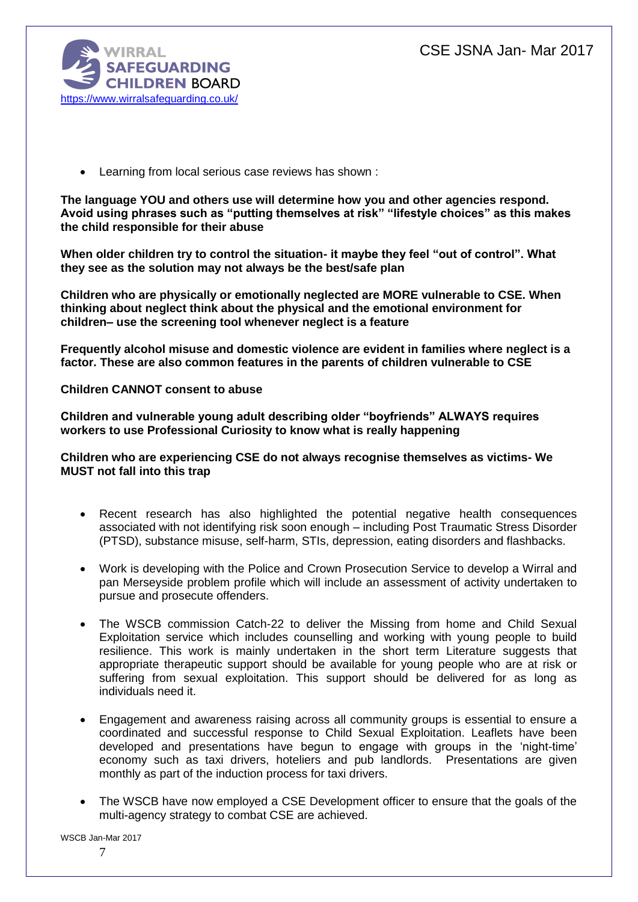- Learning from local serious case reviews has shown :

**The language YOU and others use will determine how you and other agencies respond. Avoid using phrases such as "putting themselves at risk" "lifestyle choices" as this makes the child responsible for their abuse**

**When older children try to control the situation- it maybe they feel "out of control". What they see as the solution may not always be the best/safe plan**

**Children who are physically or emotionally neglected are MORE vulnerable to CSE. When thinking about neglect think about the physical and the emotional environment for children– use the screening tool whenever neglect is a feature**

**Frequently alcohol misuse and domestic violence are evident in families where neglect is a factor. These are also common features in the parents of children vulnerable to CSE**

**Children CANNOT consent to abuse**

**Children and vulnerable young adult describing older "boyfriends" ALWAYS requires workers to use Professional Curiosity to know what is really happening**

**Children who are experiencing CSE do not always recognise themselves as victims- We MUST not fall into this trap**

- Recent research has also highlighted the potential negative health consequences associated with not identifying risk soon enough – including Post Traumatic Stress Disorder (PTSD), substance misuse, self-harm, STIs, depression, eating disorders and flashbacks.

- Work is developing with the Police and Crown Prosecution Service to develop a Wirral and pan Merseyside problem profile which will include an assessment of activity undertaken to pursue and prosecute offenders.

- The WSCB commission Catch-22 to deliver the Missing from home and Child Sexual Exploitation service which includes counselling and working with young people to build resilience. This work is mainly undertaken in the short term Literature suggests that appropriate therapeutic support should be available for young people who are at risk or suffering from sexual exploitation. This support should be delivered for as long as individuals need it.

- Engagement and awareness raising across all community groups is essential to ensure a coordinated and successful response to Child Sexual Exploitation. Leaflets have been developed and presentations have begun to engage with groups in the 'night-time' economy such as taxi drivers, hoteliers and pub landlords. Presentations are given monthly as part of the induction process for taxi drivers.

- The WSCB have now employed a CSE Development officer to ensure that the goals of the multi-agency strategy to combat CSE are achieved.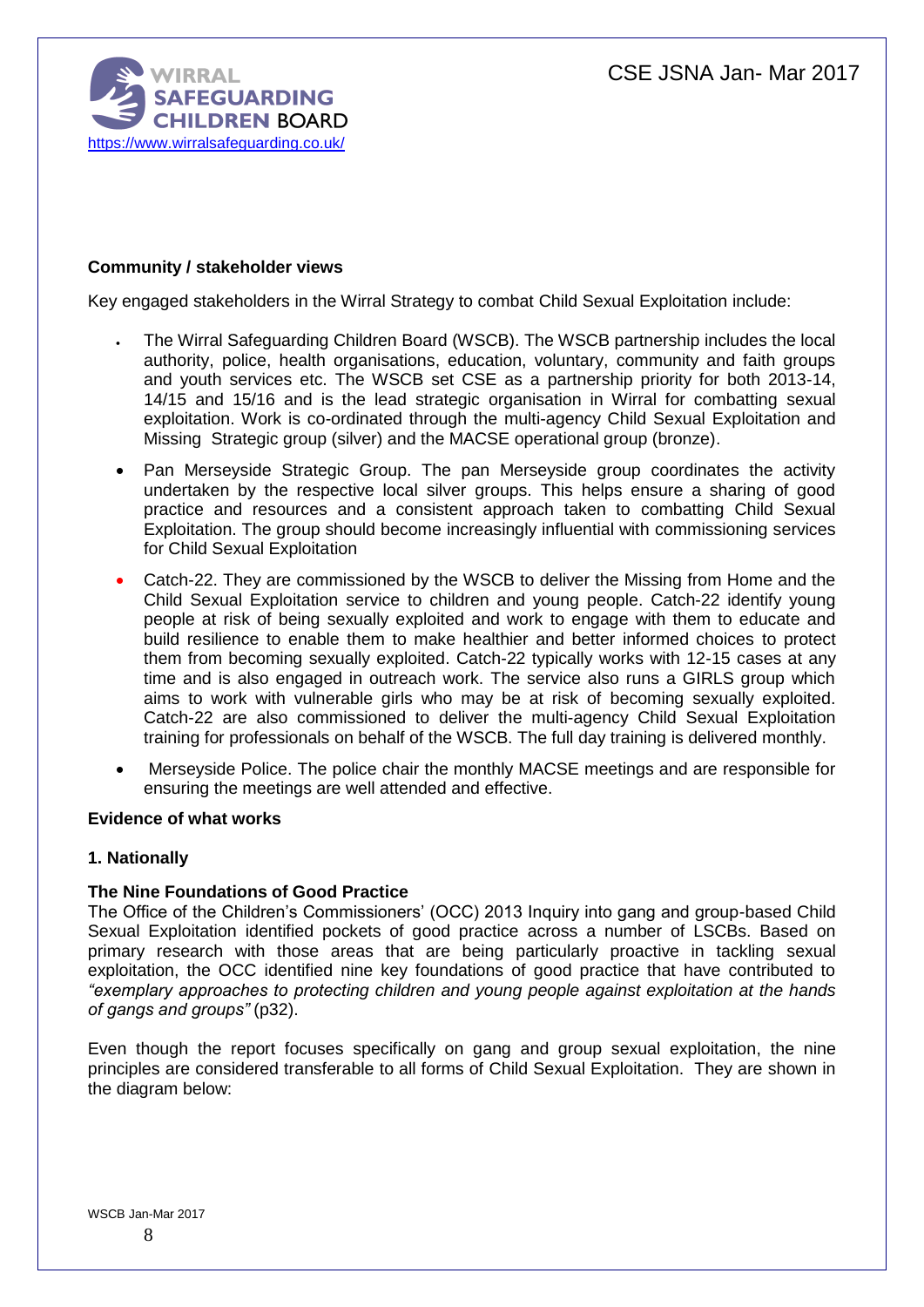**Community / stakeholder views**

Key engaged stakeholders in the Wirral Strategy to combat Child Sexual Exploitation include:

- The Wirral Safeguarding Children Board (WSCB). The WSCB partnership includes the local authority, police, health organisations, education, voluntary, community and faith groups and youth services etc. The WSCB set CSE as a partnership priority for both 2013-14, 14/15 and 15/16 and is the lead strategic organisation in Wirral for combatting sexual exploitation. Work is co-ordinated through the multi-agency Child Sexual Exploitation and Missing Strategic group (silver) and the MACSE operational group (bronze).
- Pan Merseyside Strategic Group. The pan Merseyside group coordinates the activity undertaken by the respective local silver groups. This helps ensure a sharing of good practice and resources and a consistent approach taken to combatting Child Sexual Exploitation. The group should become increasingly influential with commissioning services for Child Sexual Exploitation
- Catch-22. They are commissioned by the WSCB to deliver the Missing from Home and the Child Sexual Exploitation service to children and young people. Catch-22 identify young people at risk of being sexually exploited and work to engage with them to educate and build resilience to enable them to make healthier and better informed choices to protect them from becoming sexually exploited. Catch-22 typically works with 12-15 cases at any time and is also engaged in outreach work. The service also runs a GIRLS group which aims to work with vulnerable girls who may be at risk of becoming sexually exploited. Catch-22 are also commissioned to deliver the multi-agency Child Sexual Exploitation training for professionals on behalf of the WSCB. The full day training is delivered monthly.
- Merseyside Police. The police chair the monthly MACSE meetings and are responsible for ensuring the meetings are well attended and effective.

**Evidence of what works**

**1. Nationally**

**The Nine Foundations of Good Practice**

The Office of the Children's Commissioners' (OCC) 2013 Inquiry into gang and group-based Child Sexual Exploitation identified pockets of good practice across a number of LSCBs. Based on primary research with those areas that are being particularly proactive in tackling sexual exploitation, the OCC identified nine key foundations of good practice that have contributed to *"exemplary approaches to protecting children and young people against exploitation at the hands of gangs and groups"* (p32).

Even though the report focuses specifically on gang and group sexual exploitation, the nine principles are considered transferable to all forms of Child Sexual Exploitation. They are shown in the diagram below: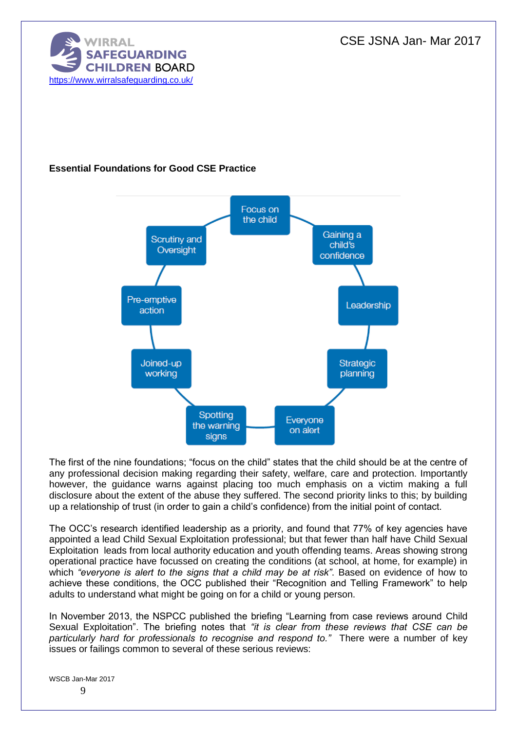**Essential Foundations for Good CSE Practice**

- Focus on the child
- Gaining a child's confidence
- Leadership
- Strategic planning
- Everyone on alert
- Spotting the warning signs
- Joined-up working
- Pre-emptive action
- Scrutiny and Oversight

The first of the nine foundations; "focus on the child" states that the child should be at the centre of any professional decision making regarding their safety, welfare, care and protection. Importantly however, the guidance warns against placing too much emphasis on a victim making a full disclosure about the extent of the abuse they suffered. The second priority links to this; by building up a relationship of trust (in order to gain a child's confidence) from the initial point of contact.

The OCC's research identified leadership as a priority, and found that 77% of key agencies have appointed a lead Child Sexual Exploitation professional; but that fewer than half have Child Sexual Exploitation leads from local authority education and youth offending teams. Areas showing strong operational practice have focussed on creating the conditions (at school, at home, for example) in which *"everyone is alert to the signs that a child may be at risk"*. Based on evidence of how to achieve these conditions, the OCC published their "Recognition and Telling Framework" to help adults to understand what might be going on for a child or young person.

In November 2013, the NSPCC published the briefing "Learning from case reviews around Child Sexual Exploitation". The briefing notes that *"it is clear from these reviews that CSE can be particularly hard for professionals to recognise and respond to."* There were a number of key issues or failings common to several of these serious reviews: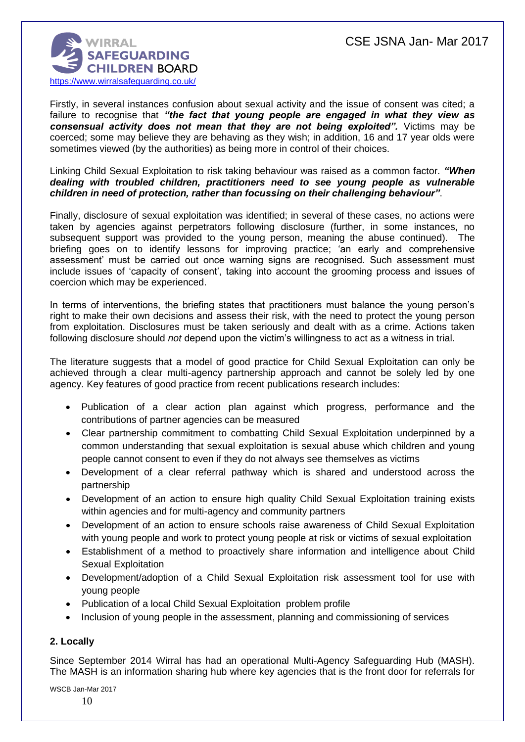Firstly, in several instances confusion about sexual activity and the issue of consent was cited; a failure to recognise that ***"the fact that young people are engaged in what they view as consensual activity does not mean that they are not being exploited".*** Victims may be coerced; some may believe they are behaving as they wish; in addition, 16 and 17 year olds were sometimes viewed (by the authorities) as being more in control of their choices.

Linking Child Sexual Exploitation to risk taking behaviour was raised as a common factor. ***"When dealing with troubled children, practitioners need to see young people as vulnerable children in need of protection, rather than focussing on their challenging behaviour"***.

Finally, disclosure of sexual exploitation was identified; in several of these cases, no actions were taken by agencies against perpetrators following disclosure (further, in some instances, no subsequent support was provided to the young person, meaning the abuse continued). The briefing goes on to identify lessons for improving practice; 'an early and comprehensive assessment' must be carried out once warning signs are recognised. Such assessment must include issues of 'capacity of consent', taking into account the grooming process and issues of coercion which may be experienced.

In terms of interventions, the briefing states that practitioners must balance the young person's right to make their own decisions and assess their risk, with the need to protect the young person from exploitation. Disclosures must be taken seriously and dealt with as a crime. Actions taken following disclosure should *not* depend upon the victim's willingness to act as a witness in trial.

The literature suggests that a model of good practice for Child Sexual Exploitation can only be achieved through a clear multi-agency partnership approach and cannot be solely led by one agency. Key features of good practice from recent publications research includes:

- Publication of a clear action plan against which progress, performance and the contributions of partner agencies can be measured
- Clear partnership commitment to combatting Child Sexual Exploitation underpinned by a common understanding that sexual exploitation is sexual abuse which children and young people cannot consent to even if they do not always see themselves as victims
- Development of a clear referral pathway which is shared and understood across the partnership
- Development of an action to ensure high quality Child Sexual Exploitation training exists within agencies and for multi-agency and community partners
- Development of an action to ensure schools raise awareness of Child Sexual Exploitation with young people and work to protect young people at risk or victims of sexual exploitation
- Establishment of a method to proactively share information and intelligence about Child Sexual Exploitation
- Development/adoption of a Child Sexual Exploitation risk assessment tool for use with young people
- Publication of a local Child Sexual Exploitation problem profile
- Inclusion of young people in the assessment, planning and commissioning of services

### 2. Locally

Since September 2014 Wirral has had an operational Multi-Agency Safeguarding Hub (MASH). The MASH is an information sharing hub where key agencies that is the front door for referrals for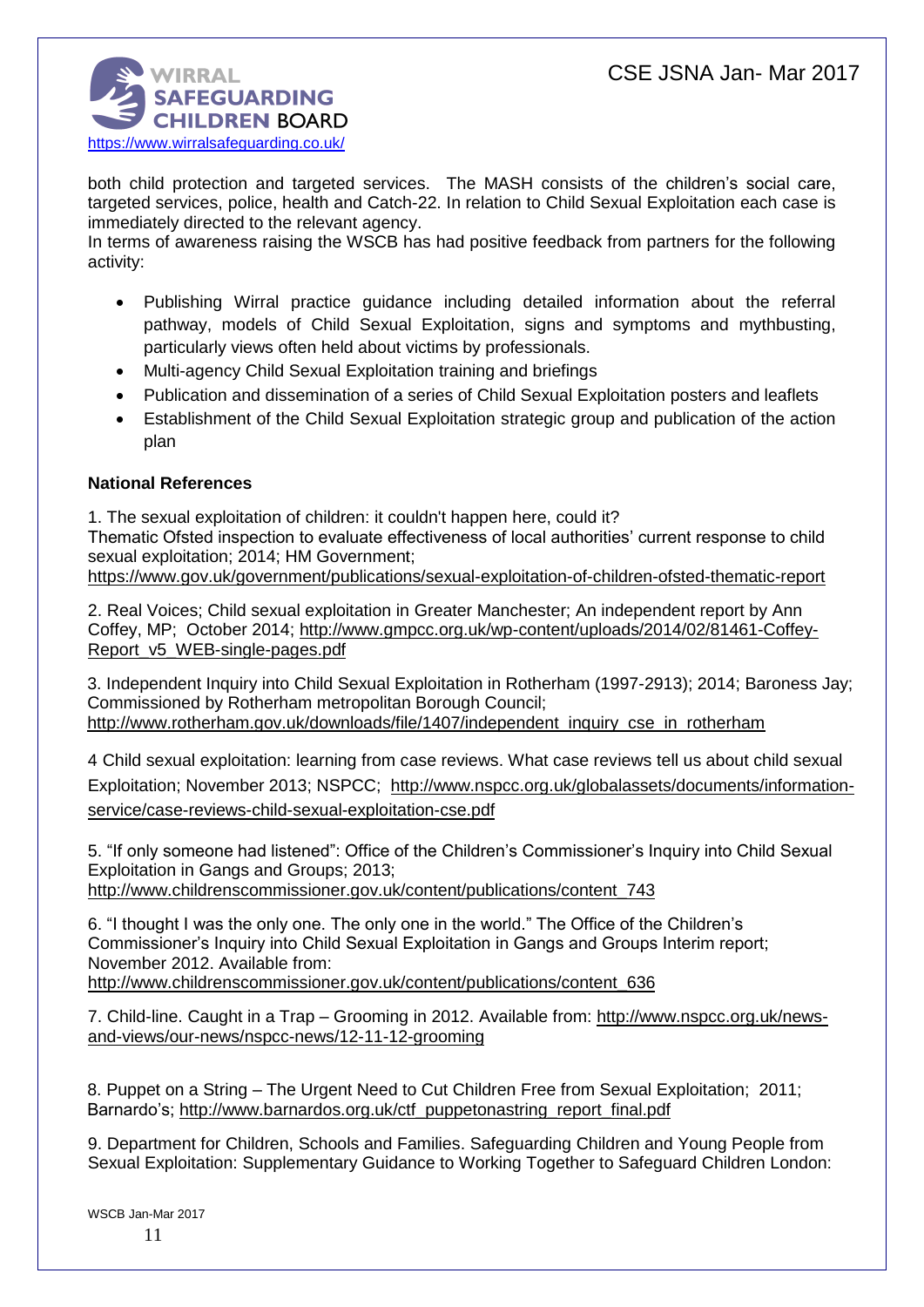both child protection and targeted services. The MASH consists of the children's social care, targeted services, police, health and Catch-22. In relation to Child Sexual Exploitation each case is immediately directed to the relevant agency.

In terms of awareness raising the WSCB has had positive feedback from partners for the following activity:

- Publishing Wirral practice guidance including detailed information about the referral pathway, models of Child Sexual Exploitation, signs and symptoms and mythbusting, particularly views often held about victims by professionals.
- Multi-agency Child Sexual Exploitation training and briefings
- Publication and dissemination of a series of Child Sexual Exploitation posters and leaflets
- Establishment of the Child Sexual Exploitation strategic group and publication of the action plan

**National References**

1. The sexual exploitation of children: it couldn't happen here, could it?
Thematic Ofsted inspection to evaluate effectiveness of local authorities' current response to child sexual exploitation; 2014; HM Government;
https://www.gov.uk/government/publications/sexual-exploitation-of-children-ofsted-thematic-report

2. Real Voices; Child sexual exploitation in Greater Manchester; An independent report by Ann Coffey, MP; October 2014; http://www.gmpcc.org.uk/wp-content/uploads/2014/02/81461-Coffey-Report_v5_WEB-single-pages.pdf

3. Independent Inquiry into Child Sexual Exploitation in Rotherham (1997-2913); 2014; Baroness Jay; Commissioned by Rotherham metropolitan Borough Council;
http://www.rotherham.gov.uk/downloads/file/1407/independent_inquiry_cse_in_rotherham

4 Child sexual exploitation: learning from case reviews. What case reviews tell us about child sexual Exploitation; November 2013; NSPCC; http://www.nspcc.org.uk/globalassets/documents/information-service/case-reviews-child-sexual-exploitation-cse.pdf

5. "If only someone had listened": Office of the Children's Commissioner's Inquiry into Child Sexual Exploitation in Gangs and Groups; 2013;
http://www.childrenscommissioner.gov.uk/content/publications/content_743

6. "I thought I was the only one. The only one in the world." The Office of the Children's Commissioner's Inquiry into Child Sexual Exploitation in Gangs and Groups Interim report; November 2012. Available from:
http://www.childrenscommissioner.gov.uk/content/publications/content_636

7. Child-line. Caught in a Trap – Grooming in 2012. Available from: http://www.nspcc.org.uk/news-and-views/our-news/nspcc-news/12-11-12-grooming

8. Puppet on a String – The Urgent Need to Cut Children Free from Sexual Exploitation; 2011; Barnardo's; http://www.barnardos.org.uk/ctf_puppetonastring_report_final.pdf

9. Department for Children, Schools and Families. Safeguarding Children and Young People from Sexual Exploitation: Supplementary Guidance to Working Together to Safeguard Children London: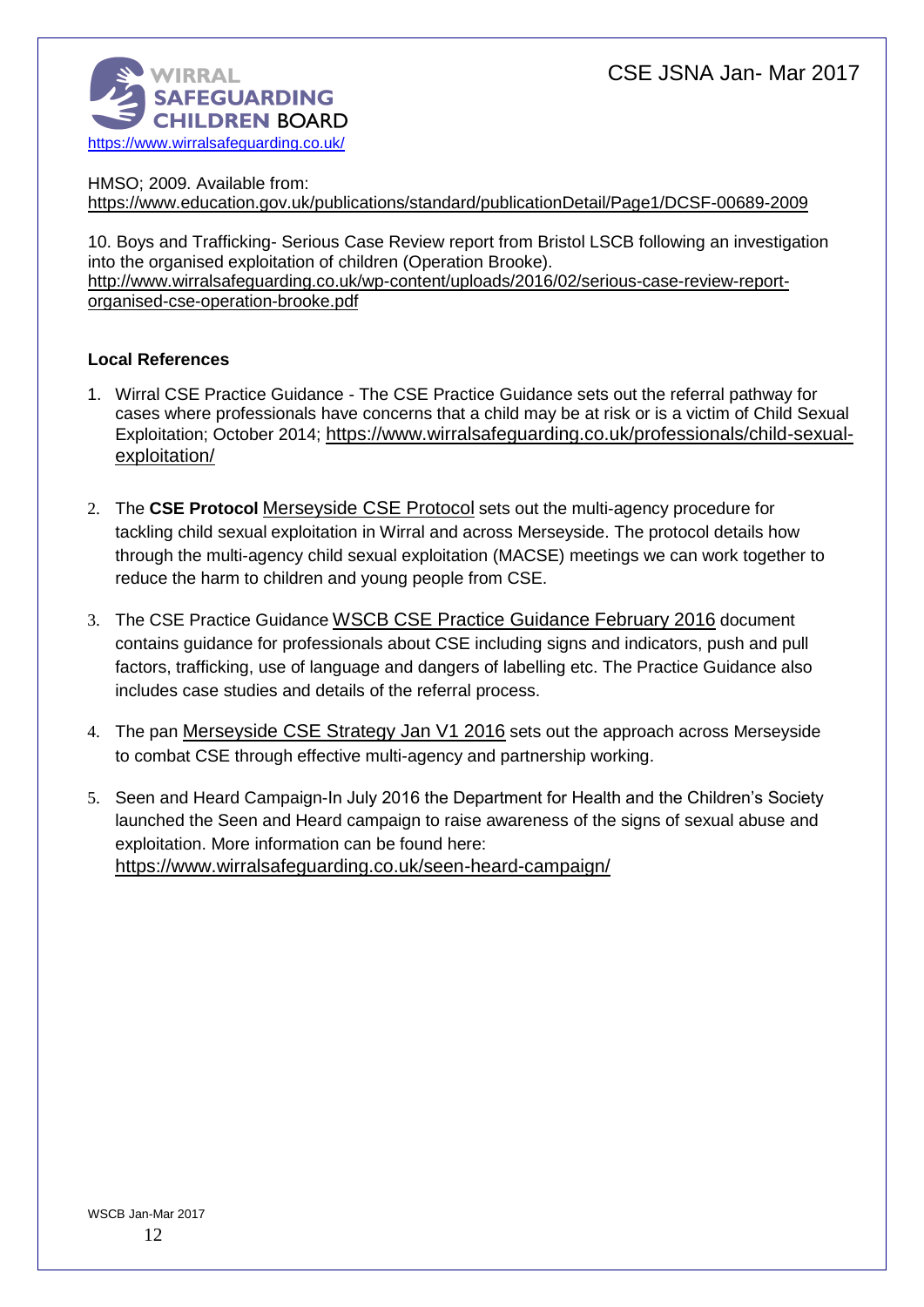HMSO; 2009. Available from: https://www.education.gov.uk/publications/standard/publicationDetail/Page1/DCSF-00689-2009

10. Boys and Trafficking- Serious Case Review report from Bristol LSCB following an investigation into the organised exploitation of children (Operation Brooke). http://www.wirralsafeguarding.co.uk/wp-content/uploads/2016/02/serious-case-review-report-organised-cse-operation-brooke.pdf

**Local References**

1. Wirral CSE Practice Guidance - The CSE Practice Guidance sets out the referral pathway for cases where professionals have concerns that a child may be at risk or is a victim of Child Sexual Exploitation; October 2014; https://www.wirralsafeguarding.co.uk/professionals/child-sexual-exploitation/

2. The **CSE Protocol** Merseyside CSE Protocol sets out the multi-agency procedure for tackling child sexual exploitation in Wirral and across Merseyside. The protocol details how through the multi-agency child sexual exploitation (MACSE) meetings we can work together to reduce the harm to children and young people from CSE.

3. The CSE Practice Guidance WSCB CSE Practice Guidance February 2016 document contains guidance for professionals about CSE including signs and indicators, push and pull factors, trafficking, use of language and dangers of labelling etc. The Practice Guidance also includes case studies and details of the referral process.

4. The pan Merseyside CSE Strategy Jan V1 2016 sets out the approach across Merseyside to combat CSE through effective multi-agency and partnership working.

5. Seen and Heard Campaign-In July 2016 the Department for Health and the Children's Society launched the Seen and Heard campaign to raise awareness of the signs of sexual abuse and exploitation. More information can be found here: https://www.wirralsafeguarding.co.uk/seen-heard-campaign/